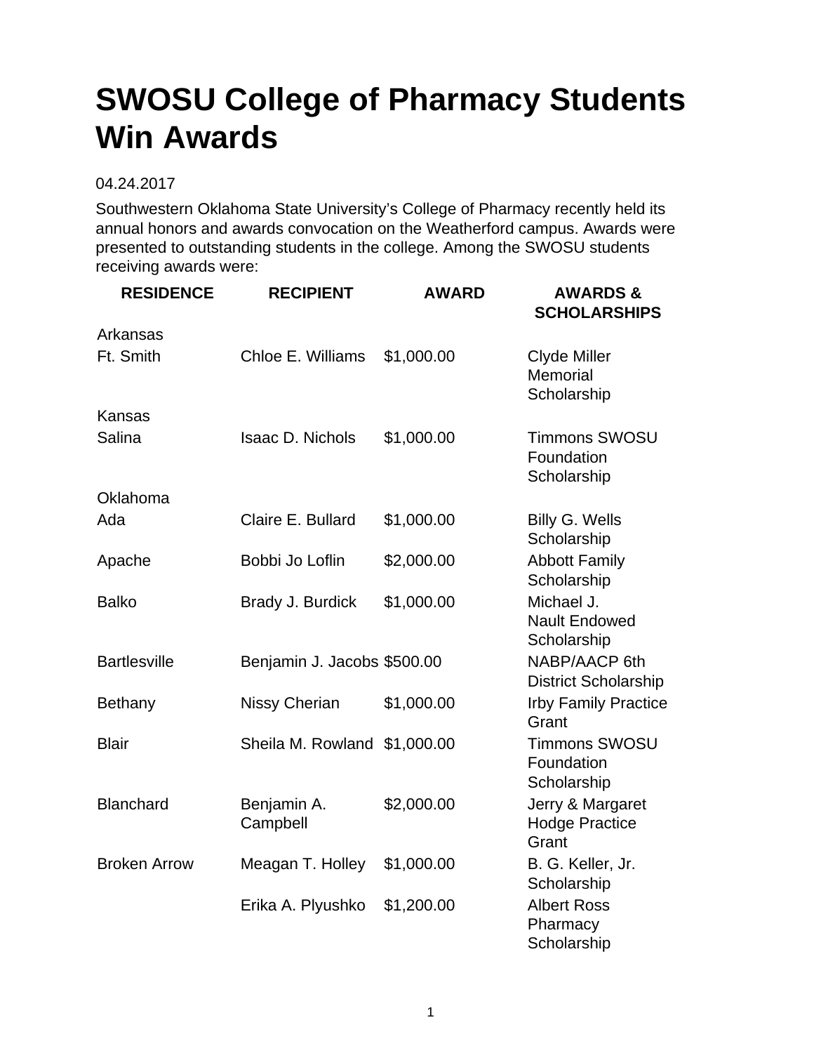# SWOSU College of Pharmacy Students Win Awards

04.24.2017

Southwestern Oklahoma State University's College of Pharmacy recently held its annual honors and awards convocation on the Weatherford campus. Awards were presented to outstanding students in the college. Among the SWOSU students receiving awards were:

| RESIDENCE | RECIPIENT | AWARD | AWARDS & SCHOLARSHIPS |
|---|---|---|---|
| Arkansas | | | |
| Ft. Smith | Chloe E. Williams | $1,000.00 | Clyde Miller Memorial Scholarship |
| Kansas | | | |
| Salina | Isaac D. Nichols | $1,000.00 | Timmons SWOSU Foundation Scholarship |
| Oklahoma | | | |
| Ada | Claire E. Bullard | $1,000.00 | Billy G. Wells Scholarship |
| Apache | Bobbi Jo Loflin | $2,000.00 | Abbott Family Scholarship |
| Balko | Brady J. Burdick | $1,000.00 | Michael J. Nault Endowed Scholarship |
| Bartlesville | Benjamin J. Jacobs | $500.00 | NABP/AACP 6th District Scholarship |
| Bethany | Nissy Cherian | $1,000.00 | Irby Family Practice Grant |
| Blair | Sheila M. Rowland | $1,000.00 | Timmons SWOSU Foundation Scholarship |
| Blanchard | Benjamin A. Campbell | $2,000.00 | Jerry & Margaret Hodge Practice Grant |
| Broken Arrow | Meagan T. Holley | $1,000.00 | B. G. Keller, Jr. Scholarship |
| | Erika A. Plyushko | $1,200.00 | Albert Ross Pharmacy Scholarship |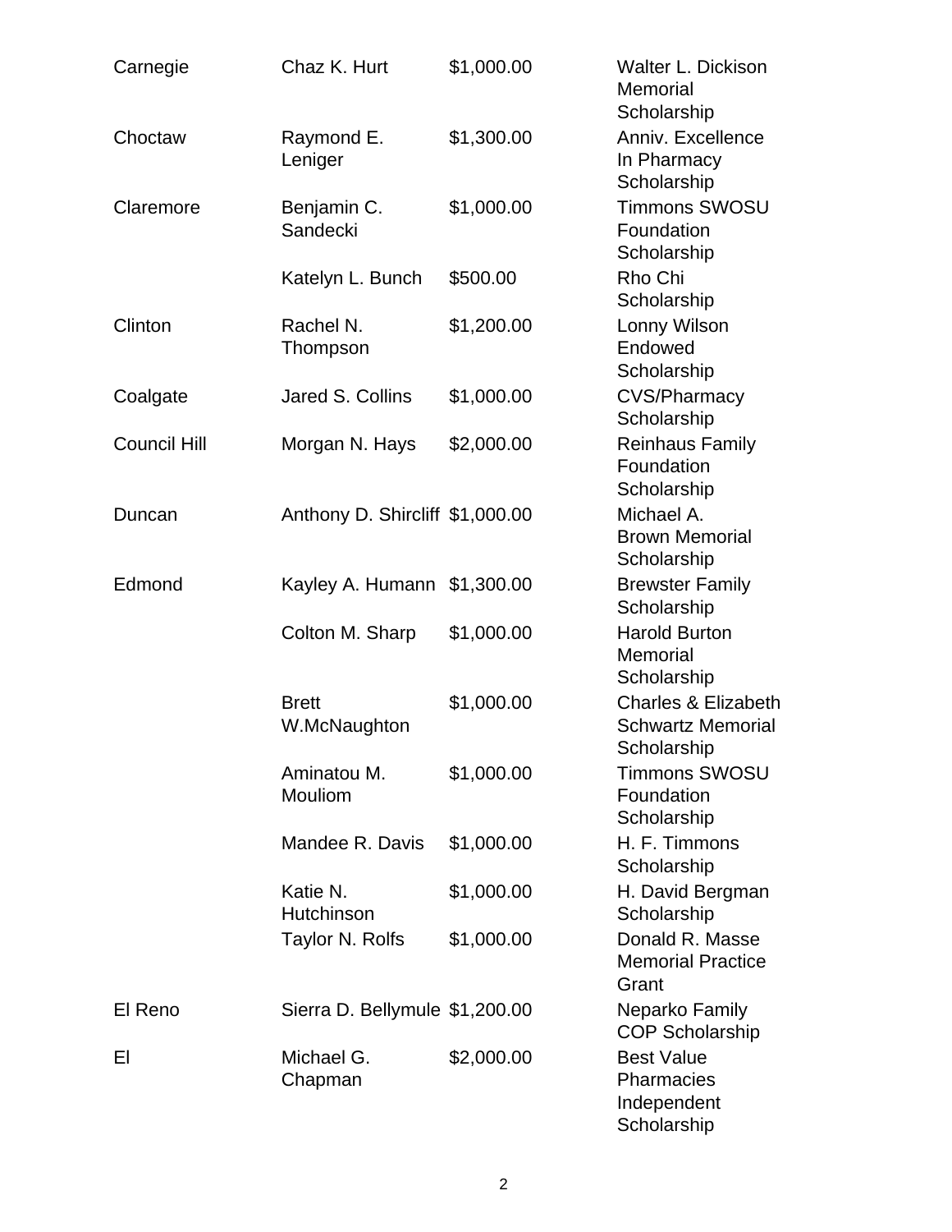| | | | |
|---|---|---|---|
| Carnegie | Chaz K. Hurt | $1,000.00 | Walter L. Dickison Memorial Scholarship |
| Choctaw | Raymond E. Leniger | $1,300.00 | Anniv. Excellence In Pharmacy Scholarship |
| Claremore | Benjamin C. Sandecki | $1,000.00 | Timmons SWOSU Foundation Scholarship |
| | Katelyn L. Bunch | $500.00 | Rho Chi Scholarship |
| Clinton | Rachel N. Thompson | $1,200.00 | Lonny Wilson Endowed Scholarship |
| Coalgate | Jared S. Collins | $1,000.00 | CVS/Pharmacy Scholarship |
| Council Hill | Morgan N. Hays | $2,000.00 | Reinhaus Family Foundation Scholarship |
| Duncan | Anthony D. Shircliff | $1,000.00 | Michael A. Brown Memorial Scholarship |
| Edmond | Kayley A. Humann | $1,300.00 | Brewster Family Scholarship |
| | Colton M. Sharp | $1,000.00 | Harold Burton Memorial Scholarship |
| | Brett W.McNaughton | $1,000.00 | Charles & Elizabeth Schwartz Memorial Scholarship |
| | Aminatou M. Mouliom | $1,000.00 | Timmons SWOSU Foundation Scholarship |
| | Mandee R. Davis | $1,000.00 | H. F. Timmons Scholarship |
| | Katie N. Hutchinson | $1,000.00 | H. David Bergman Scholarship |
| | Taylor N. Rolfs | $1,000.00 | Donald R. Masse Memorial Practice Grant |
| El Reno | Sierra D. Bellymule | $1,200.00 | Neparko Family COP Scholarship |
| El | Michael G. Chapman | $2,000.00 | Best Value Pharmacies Independent Scholarship |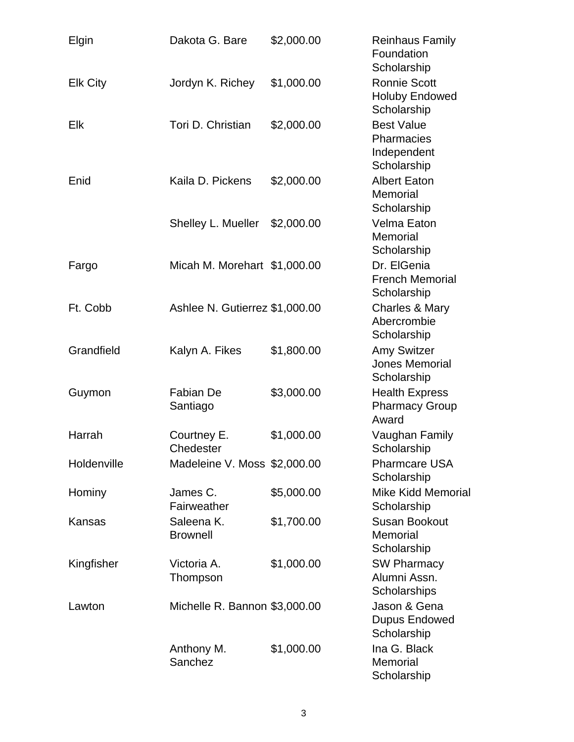| | | | |
|---|---|---|---|
| Elgin | Dakota G. Bare | $2,000.00 | Reinhaus Family Foundation Scholarship |
| Elk City | Jordyn K. Richey | $1,000.00 | Ronnie Scott Holuby Endowed Scholarship |
| Elk | Tori D. Christian | $2,000.00 | Best Value Pharmacies Independent Scholarship |
| Enid | Kaila D. Pickens | $2,000.00 | Albert Eaton Memorial Scholarship |
| | Shelley L. Mueller | $2,000.00 | Velma Eaton Memorial Scholarship |
| Fargo | Micah M. Morehart | $1,000.00 | Dr. ElGenia French Memorial Scholarship |
| Ft. Cobb | Ashlee N. Gutierrez | $1,000.00 | Charles & Mary Abercrombie Scholarship |
| Grandfield | Kalyn A. Fikes | $1,800.00 | Amy Switzer Jones Memorial Scholarship |
| Guymon | Fabian De Santiago | $3,000.00 | Health Express Pharmacy Group Award |
| Harrah | Courtney E. Chedester | $1,000.00 | Vaughan Family Scholarship |
| Holdenville | Madeleine V. Moss | $2,000.00 | Pharmcare USA Scholarship |
| Hominy | James C. Fairweather | $5,000.00 | Mike Kidd Memorial Scholarship |
| Kansas | Saleena K. Brownell | $1,700.00 | Susan Bookout Memorial Scholarship |
| Kingfisher | Victoria A. Thompson | $1,000.00 | SW Pharmacy Alumni Assn. Scholarships |
| Lawton | Michelle R. Bannon | $3,000.00 | Jason & Gena Dupus Endowed Scholarship |
| | Anthony M. Sanchez | $1,000.00 | Ina G. Black Memorial Scholarship |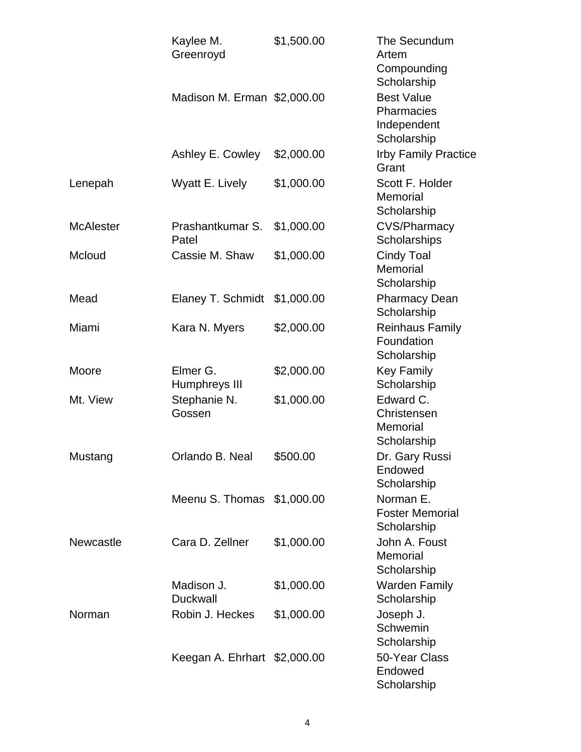| | | | |
|---|---|---|---|
| | Kaylee M. Greenroyd | $1,500.00 | The Secundum Artem Compounding Scholarship |
| | Madison M. Erman | $2,000.00 | Best Value Pharmacies Independent Scholarship |
| | Ashley E. Cowley | $2,000.00 | Irby Family Practice Grant |
| Lenepah | Wyatt E. Lively | $1,000.00 | Scott F. Holder Memorial Scholarship |
| McAlester | Prashantkumar S. Patel | $1,000.00 | CVS/Pharmacy Scholarships |
| Mcloud | Cassie M. Shaw | $1,000.00 | Cindy Toal Memorial Scholarship |
| Mead | Elaney T. Schmidt | $1,000.00 | Pharmacy Dean Scholarship |
| Miami | Kara N. Myers | $2,000.00 | Reinhaus Family Foundation Scholarship |
| Moore | Elmer G. Humphreys III | $2,000.00 | Key Family Scholarship |
| Mt. View | Stephanie N. Gossen | $1,000.00 | Edward C. Christensen Memorial Scholarship |
| Mustang | Orlando B. Neal | $500.00 | Dr. Gary Russi Endowed Scholarship |
| | Meenu S. Thomas | $1,000.00 | Norman E. Foster Memorial Scholarship |
| Newcastle | Cara D. Zellner | $1,000.00 | John A. Foust Memorial Scholarship |
| | Madison J. Duckwall | $1,000.00 | Warden Family Scholarship |
| Norman | Robin J. Heckes | $1,000.00 | Joseph J. Schwemin Scholarship |
| | Keegan A. Ehrhart | $2,000.00 | 50-Year Class Endowed Scholarship |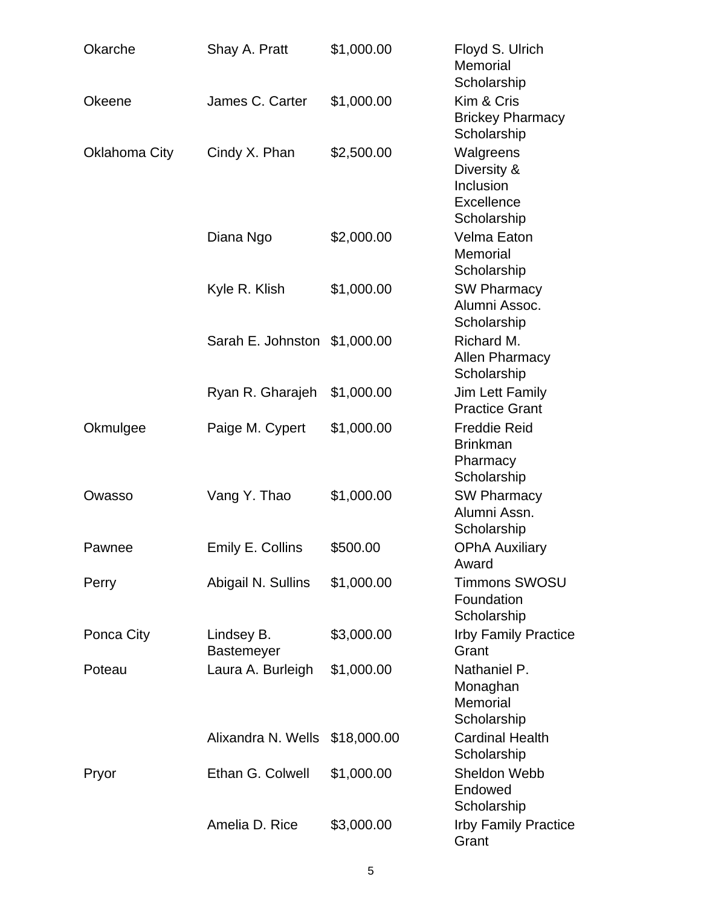| | | | |
|---|---|---|---|
| Okarche | Shay A. Pratt | $1,000.00 | Floyd S. Ulrich Memorial Scholarship |
| Okeene | James C. Carter | $1,000.00 | Kim & Cris Brickey Pharmacy Scholarship |
| Oklahoma City | Cindy X. Phan | $2,500.00 | Walgreens Diversity & Inclusion Excellence Scholarship |
| | Diana Ngo | $2,000.00 | Velma Eaton Memorial Scholarship |
| | Kyle R. Klish | $1,000.00 | SW Pharmacy Alumni Assoc. Scholarship |
| | Sarah E. Johnston | $1,000.00 | Richard M. Allen Pharmacy Scholarship |
| | Ryan R. Gharajeh | $1,000.00 | Jim Lett Family Practice Grant |
| Okmulgee | Paige M. Cypert | $1,000.00 | Freddie Reid Brinkman Pharmacy Scholarship |
| Owasso | Vang Y. Thao | $1,000.00 | SW Pharmacy Alumni Assn. Scholarship |
| Pawnee | Emily E. Collins | $500.00 | OPhA Auxiliary Award |
| Perry | Abigail N. Sullins | $1,000.00 | Timmons SWOSU Foundation Scholarship |
| Ponca City | Lindsey B. Bastemeyer | $3,000.00 | Irby Family Practice Grant |
| Poteau | Laura A. Burleigh | $1,000.00 | Nathaniel P. Monaghan Memorial Scholarship |
| | Alixandra N. Wells | $18,000.00 | Cardinal Health Scholarship |
| Pryor | Ethan G. Colwell | $1,000.00 | Sheldon Webb Endowed Scholarship |
| | Amelia D. Rice | $3,000.00 | Irby Family Practice Grant |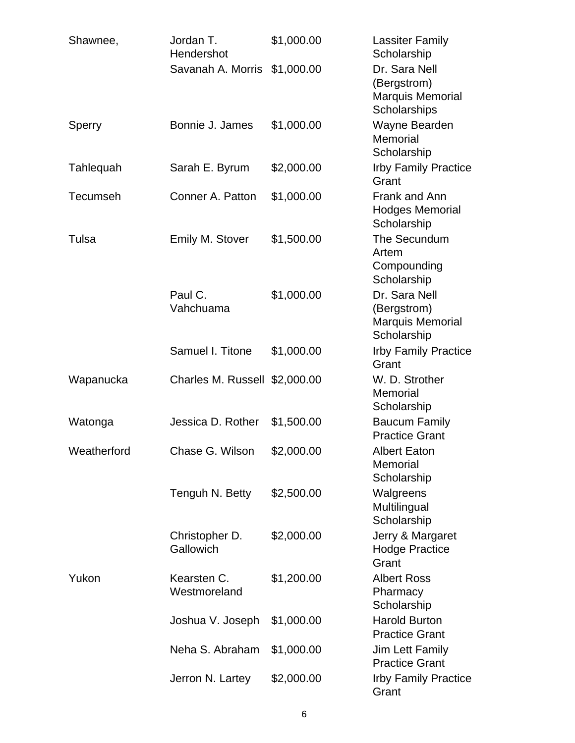| | | | |
|---|---|---|---|
| Shawnee, | Jordan T. Hendershot | $1,000.00 | Lassiter Family Scholarship |
| | Savanah A. Morris | $1,000.00 | Dr. Sara Nell (Bergstrom) Marquis Memorial Scholarships |
| Sperry | Bonnie J. James | $1,000.00 | Wayne Bearden Memorial Scholarship |
| Tahlequah | Sarah E. Byrum | $2,000.00 | Irby Family Practice Grant |
| Tecumseh | Conner A. Patton | $1,000.00 | Frank and Ann Hodges Memorial Scholarship |
| Tulsa | Emily M. Stover | $1,500.00 | The Secundum Artem Compounding Scholarship |
| | Paul C. Vahchuama | $1,000.00 | Dr. Sara Nell (Bergstrom) Marquis Memorial Scholarship |
| | Samuel I. Titone | $1,000.00 | Irby Family Practice Grant |
| Wapanucka | Charles M. Russell | $2,000.00 | W. D. Strother Memorial Scholarship |
| Watonga | Jessica D. Rother | $1,500.00 | Baucum Family Practice Grant |
| Weatherford | Chase G. Wilson | $2,000.00 | Albert Eaton Memorial Scholarship |
| | Tenguh N. Betty | $2,500.00 | Walgreens Multilingual Scholarship |
| | Christopher D. Gallowich | $2,000.00 | Jerry & Margaret Hodge Practice Grant |
| Yukon | Kearsten C. Westmoreland | $1,200.00 | Albert Ross Pharmacy Scholarship |
| | Joshua V. Joseph | $1,000.00 | Harold Burton Practice Grant |
| | Neha S. Abraham | $1,000.00 | Jim Lett Family Practice Grant |
| | Jerron N. Lartey | $2,000.00 | Irby Family Practice Grant |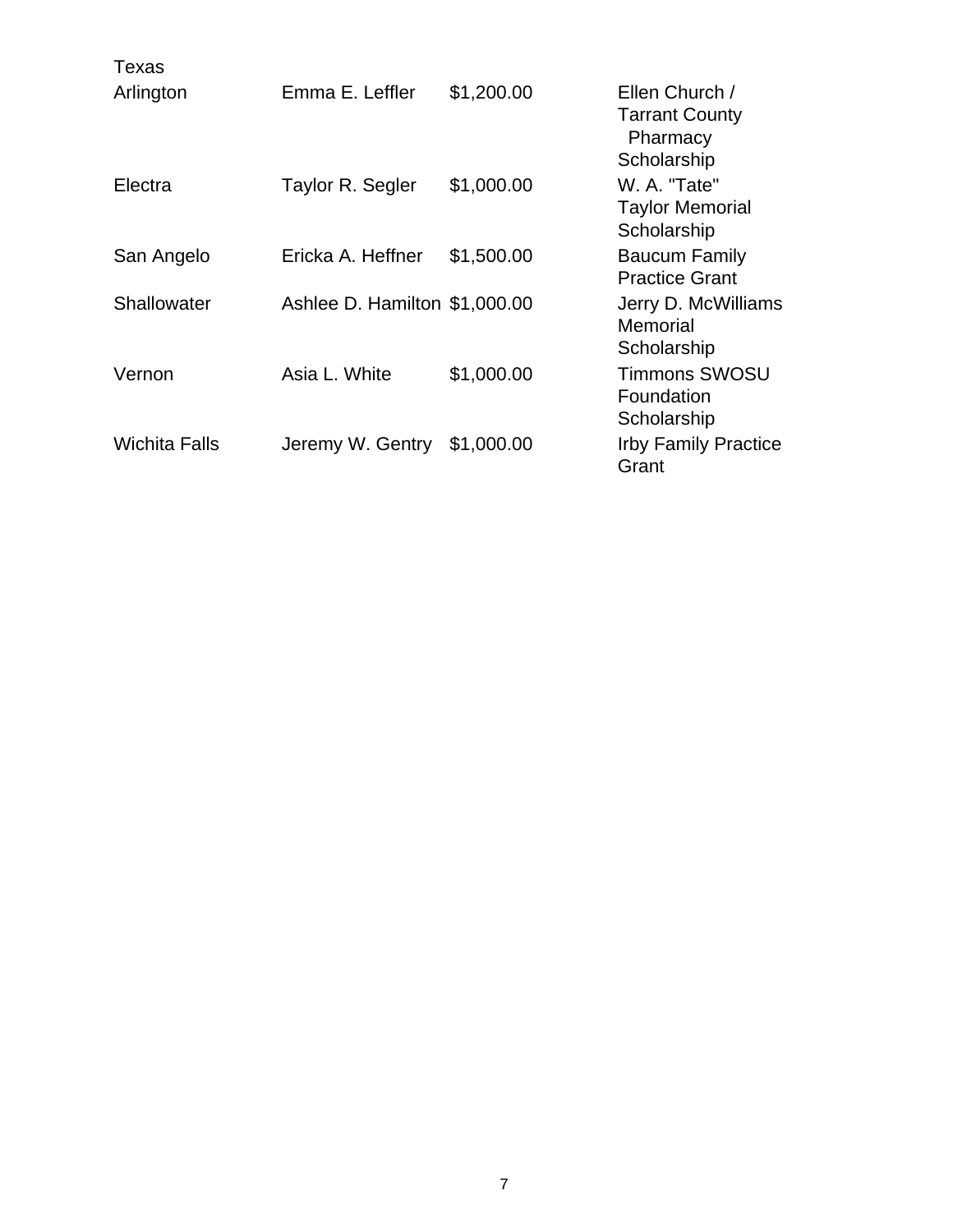Texas

| | | | |
|---|---|---|---|
| Arlington | Emma E. Leffler | $1,200.00 | Ellen Church / Tarrant County Pharmacy Scholarship |
| Electra | Taylor R. Segler | $1,000.00 | W. A. "Tate" Taylor Memorial Scholarship |
| San Angelo | Ericka A. Heffner | $1,500.00 | Baucum Family Practice Grant |
| Shallowater | Ashlee D. Hamilton | $1,000.00 | Jerry D. McWilliams Memorial Scholarship |
| Vernon | Asia L. White | $1,000.00 | Timmons SWOSU Foundation Scholarship |
| Wichita Falls | Jeremy W. Gentry | $1,000.00 | Irby Family Practice Grant |